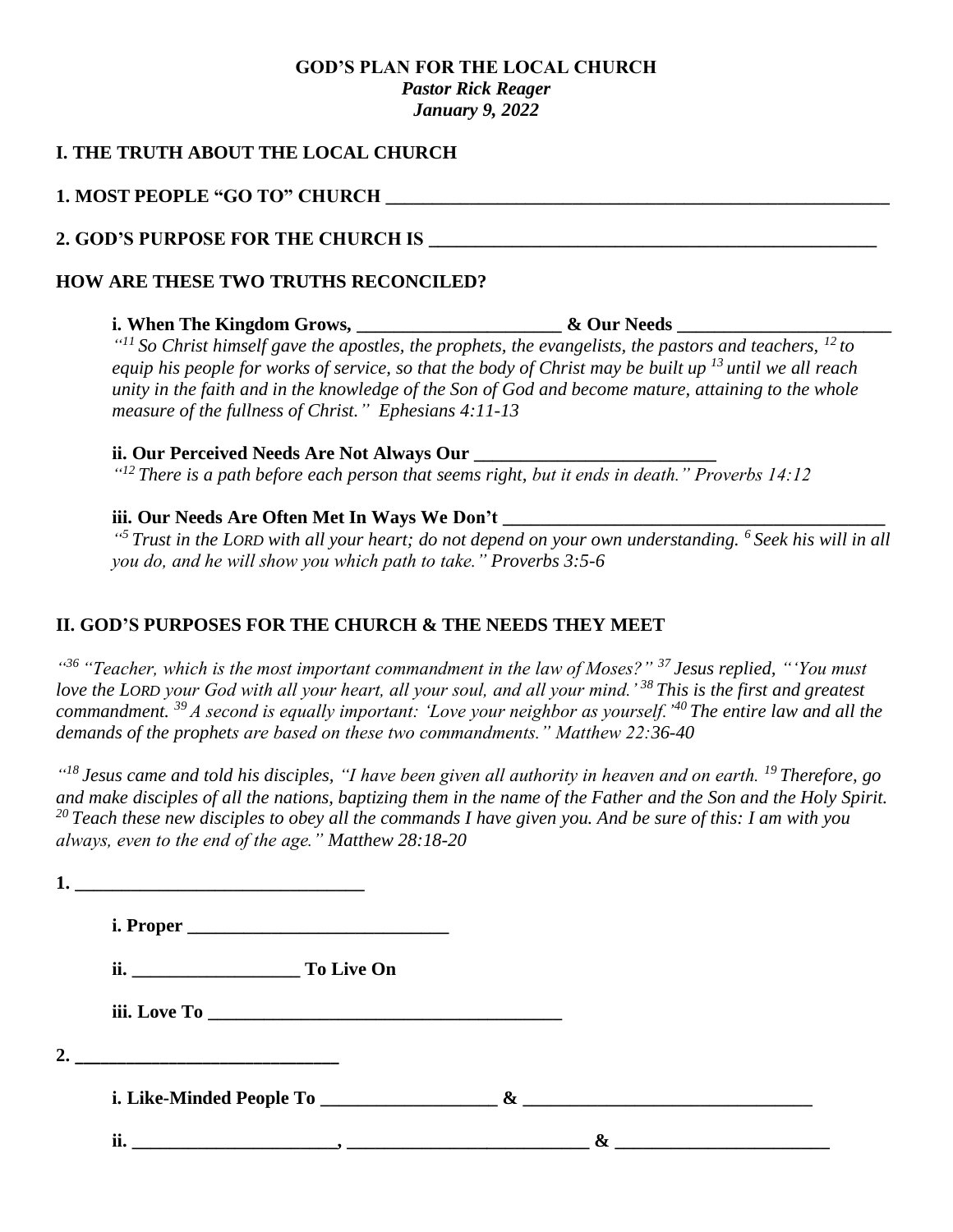**GOD'S PLAN FOR THE LOCAL CHURCH**
***Pastor Rick Reager***
***January 9, 2022***

## I. THE TRUTH ABOUT THE LOCAL CHURCH

**1. MOST PEOPLE "GO TO" CHURCH ________________________________________________________**

**2. GOD'S PURPOSE FOR THE CHURCH IS __________________________________________________**

**HOW ARE THESE TWO TRUTHS RECONCILED?**

**i. When The Kingdom Grows, ______________________ & Our Needs _______________________**

*"[11] So Christ himself gave the apostles, the prophets, the evangelists, the pastors and teachers, [12] to equip his people for works of service, so that the body of Christ may be built up [13] until we all reach unity in the faith and in the knowledge of the Son of God and become mature, attaining to the whole measure of the fullness of Christ." Ephesians 4:11-13*

**ii. Our Perceived Needs Are Not Always Our __________________________**

*"[12] There is a path before each person that seems right, but it ends in death." Proverbs 14:12*

**iii. Our Needs Are Often Met In Ways We Don't __________________________________________**

*"[5] Trust in the LORD with all your heart; do not depend on your own understanding. [6] Seek his will in all you do, and he will show you which path to take." Proverbs 3:5-6*

## II. GOD'S PURPOSES FOR THE CHURCH & THE NEEDS THEY MEET

*"[36] "Teacher, which is the most important commandment in the law of Moses?" [37] Jesus replied, "'You must love the LORD your God with all your heart, all your soul, and all your mind.' [38] This is the first and greatest commandment. [39] A second is equally important: 'Love your neighbor as yourself.'[40] The entire law and all the demands of the prophets are based on these two commandments." Matthew 22:36-40*

*"[18] Jesus came and told his disciples, "I have been given all authority in heaven and on earth. [19] Therefore, go and make disciples of all the nations, baptizing them in the name of the Father and the Son and the Holy Spirit. [20] Teach these new disciples to obey all the commands I have given you. And be sure of this: I am with you always, even to the end of the age." Matthew 28:18-20*

**1. ________________________________**

**i. Proper ____________________________**

**ii. _________________ To Live On**

**iii. Love To _______________________________________**

**2. _____________________________**

**i. Like-Minded People To ___________________ & ______________________________**

**ii. _____________________, _________________________ & _______________________**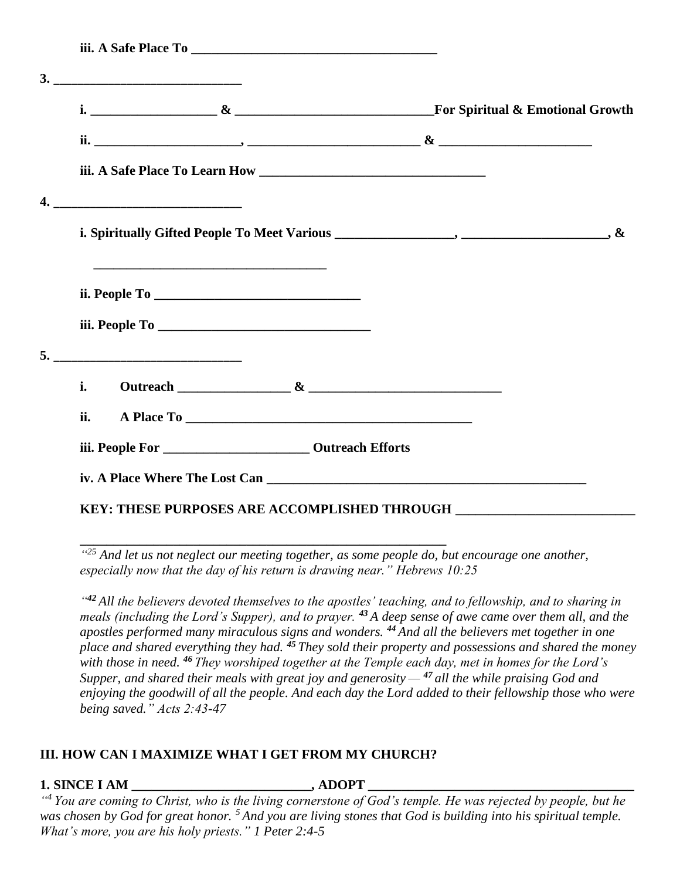**iii. A Safe Place To ____________________________________**

**3. _____________________________**

**i. __________________ & ______________________________For Spiritual & Emotional Growth**

**ii. _____________________, _________________________ & _______________________**

**iii. A Safe Place To Learn How __________________________________**

**4. _____________________________**

**i. Spiritually Gifted People To Meet Various _________________, _____________________, &**

**___________________________________**

**ii. People To _______________________________**

**iii. People To ________________________________**

**5. _____________________________**

**i. Outreach ________________ & _____________________________**

**ii. A Place To ___________________________________________**

**iii. People For _____________________ Outreach Efforts**

**iv. A Place Where The Lost Can ________________________________________________**

**KEY: THESE PURPOSES ARE ACCOMPLISHED THROUGH __________________________**

**________________________________________________________**

*"[25] And let us not neglect our meeting together, as some people do, but encourage one another, especially now that the day of his return is drawing near." Hebrews 10:25*

*"[42] All the believers devoted themselves to the apostles' teaching, and to fellowship, and to sharing in meals (including the Lord's Supper), and to prayer. [43] A deep sense of awe came over them all, and the apostles performed many miraculous signs and wonders. [44] And all the believers met together in one place and shared everything they had. [45] They sold their property and possessions and shared the money with those in need. [46] They worshiped together at the Temple each day, met in homes for the Lord's Supper, and shared their meals with great joy and generosity — [47] all the while praising God and enjoying the goodwill of all the people. And each day the Lord added to their fellowship those who were being saved." Acts 2:43-47*

## III. HOW CAN I MAXIMIZE WHAT I GET FROM MY CHURCH?

**1. SINCE I AM __________________________, ADOPT ________________________________________**

*"[4] You are coming to Christ, who is the living cornerstone of God's temple. He was rejected by people, but he was chosen by God for great honor. [5] And you are living stones that God is building into his spiritual temple. What's more, you are his holy priests." 1 Peter 2:4-5*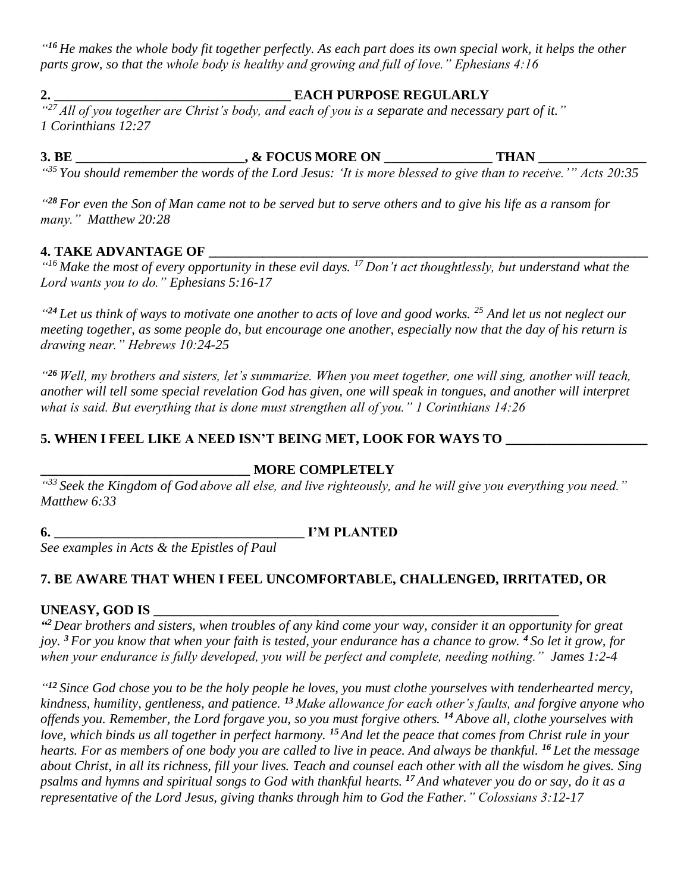*"[16] He makes the whole body fit together perfectly. As each part does its own special work, it helps the other parts grow, so that the whole body is healthy and growing and full of love." Ephesians 4:16*

**2. ___________________________________ EACH PURPOSE REGULARLY**

*"[27] All of you together are Christ's body, and each of you is a separate and necessary part of it." 1 Corinthians 12:27*

**3. BE _________________________, & FOCUS MORE ON _______________ THAN _______________**

*"[35] You should remember the words of the Lord Jesus: 'It is more blessed to give than to receive.'" Acts 20:35*

*"[28] For even the Son of Man came not to be served but to serve others and to give his life as a ransom for many." Matthew 20:28*

**4. TAKE ADVANTAGE OF ________________________________________________________________**

*"[16] Make the most of every opportunity in these evil days. [17] Don't act thoughtlessly, but understand what the Lord wants you to do." Ephesians 5:16-17*

*"[24] Let us think of ways to motivate one another to acts of love and good works. [25] And let us not neglect our meeting together, as some people do, but encourage one another, especially now that the day of his return is drawing near." Hebrews 10:24-25*

*"[26] Well, my brothers and sisters, let's summarize. When you meet together, one will sing, another will teach, another will tell some special revelation God has given, one will speak in tongues, and another will interpret what is said. But everything that is done must strengthen all of you." 1 Corinthians 14:26*

**5. WHEN I FEEL LIKE A NEED ISN'T BEING MET, LOOK FOR WAYS TO ____________________**

**_______________________________ MORE COMPLETELY**

*"[33] Seek the Kingdom of God above all else, and live righteously, and he will give you everything you need." Matthew 6:33*

**6. ____________________________________ I'M PLANTED**

*See examples in Acts & the Epistles of Paul*

**7. BE AWARE THAT WHEN I FEEL UNCOMFORTABLE, CHALLENGED, IRRITATED, OR UNEASY, GOD IS ______________________________________________________________**

*"[2] Dear brothers and sisters, when troubles of any kind come your way, consider it an opportunity for great joy. [3] For you know that when your faith is tested, your endurance has a chance to grow. [4] So let it grow, for when your endurance is fully developed, you will be perfect and complete, needing nothing." James 1:2-4*

*"[12] Since God chose you to be the holy people he loves, you must clothe yourselves with tenderhearted mercy, kindness, humility, gentleness, and patience. [13] Make allowance for each other's faults, and forgive anyone who offends you. Remember, the Lord forgave you, so you must forgive others. [14] Above all, clothe yourselves with love, which binds us all together in perfect harmony. [15] And let the peace that comes from Christ rule in your hearts. For as members of one body you are called to live in peace. And always be thankful. [16] Let the message about Christ, in all its richness, fill your lives. Teach and counsel each other with all the wisdom he gives. Sing psalms and hymns and spiritual songs to God with thankful hearts. [17] And whatever you do or say, do it as a representative of the Lord Jesus, giving thanks through him to God the Father." Colossians 3:12-17*